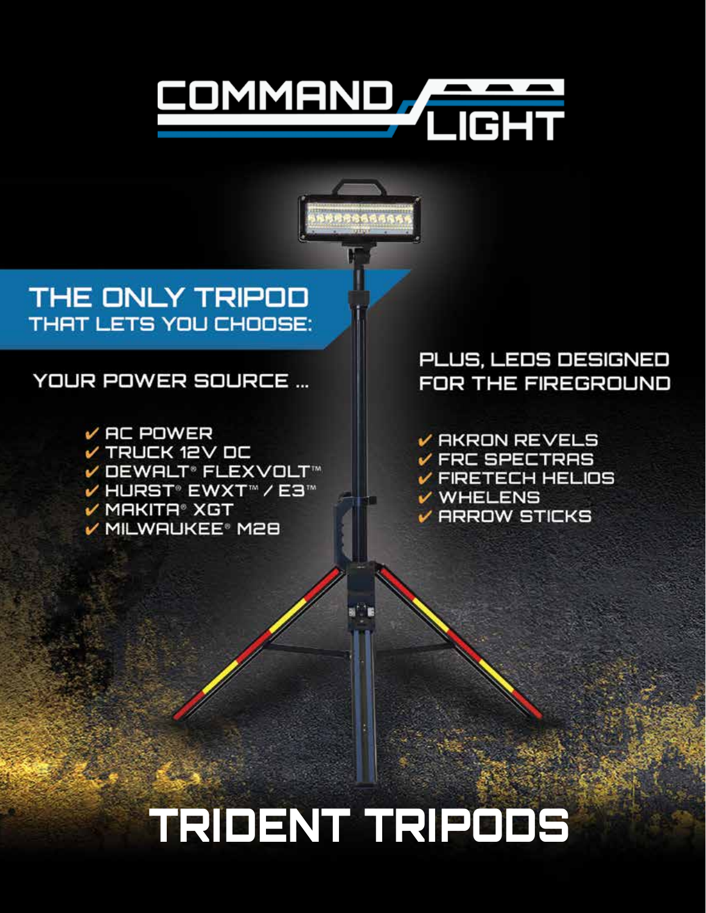# COMMAND LIGHT

## THE ONLY TRIPOD THAT LETS YOU CHOOSE:

### YOUR POWER SOURCE ...

- ✔ AC POWER
- ✔ TRUCK 12V DC
- ✔ DEWALT® FLEXVOLT™
- ✔ HURST® EWXT™ / E3™
- ✔ MAKITA® XGT
- ✔ MILWAUKEE® M28

### PLUS, LEDS DESIGNED FOR THE FIREGROUND

- ✔ AKRON REVELS
- ✔ FRC SPECTRAS
- ✔ FIRETECH HELIOS
- ✔ WHELENS
- ✔ ARROW STICKS

# TRIDENT TRIPODS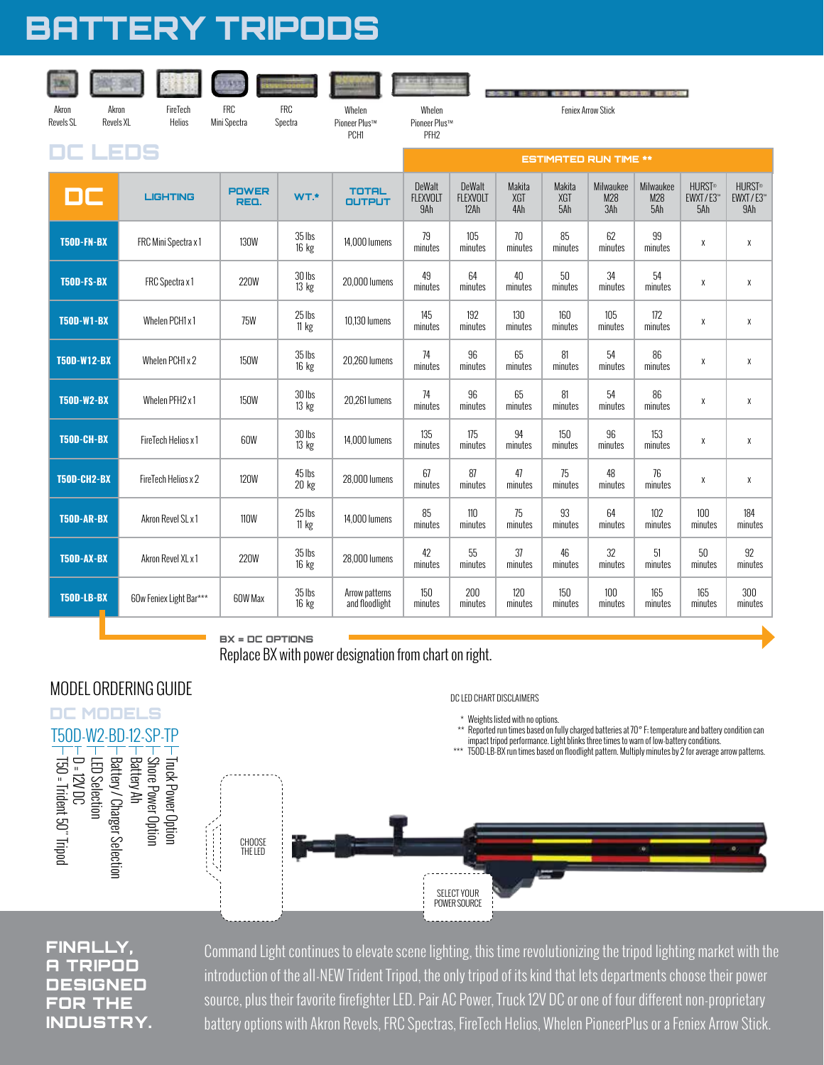# BATTERY TRIPODS

Akron Revels SL | Akron Revels XL | FireTech Helios | FRC Mini Spectra | FRC Spectra | Whelen Pioneer Plus™ PCH1 | Whelen Pioneer Plus™ PFH2 | Feniex Arrow Stick

## DC LEDS

| DC | LIGHTING | POWER REQ. | WT.* | TOTAL OUTPUT | ESTIMATED RUN TIME ** | | | | | | | |
|---|---|---|---|---|---|---|---|---|---|---|---|---|
| | | | | | DeWalt FLEXVOLT 9Ah | DeWalt FLEXVOLT 12Ah | Makita XGT 4Ah | Makita XGT 5Ah | Milwaukee M28 3Ah | Milwaukee M28 5Ah | HURST® EWXT / E3™ 5Ah | HURST® EWXT / E3™ 9Ah |
| T50D-FN-BX | FRC Mini Spectra x 1 | 130W | 35 lbs 16 kg | 14,000 lumens | 79 minutes | 105 minutes | 70 minutes | 85 minutes | 62 minutes | 99 minutes | x | x |
| T50D-FS-BX | FRC Spectra x 1 | 220W | 30 lbs 13 kg | 20,000 lumens | 49 minutes | 64 minutes | 40 minutes | 50 minutes | 34 minutes | 54 minutes | x | x |
| T50D-W1-BX | Whelen PCH1 x 1 | 75W | 25 lbs 11 kg | 10,130 lumens | 145 minutes | 192 minutes | 130 minutes | 160 minutes | 105 minutes | 172 minutes | x | x |
| T50D-W12-BX | Whelen PCH1 x 2 | 150W | 35 lbs 16 kg | 20,260 lumens | 74 minutes | 96 minutes | 65 minutes | 81 minutes | 54 minutes | 86 minutes | x | x |
| T50D-W2-BX | Whelen PFH2 x 1 | 150W | 30 lbs 13 kg | 20,261 lumens | 74 minutes | 96 minutes | 65 minutes | 81 minutes | 54 minutes | 86 minutes | x | x |
| T50D-CH-BX | FireTech Helios x 1 | 60W | 30 lbs 13 kg | 14,000 lumens | 135 minutes | 175 minutes | 94 minutes | 150 minutes | 96 minutes | 153 minutes | x | x |
| T50D-CH2-BX | FireTech Helios x 2 | 120W | 45 lbs 20 kg | 28,000 lumens | 67 minutes | 87 minutes | 47 minutes | 75 minutes | 48 minutes | 76 minutes | x | x |
| T50D-AR-BX | Akron Revel SL x 1 | 110W | 25 lbs 11 kg | 14,000 lumens | 85 minutes | 110 minutes | 75 minutes | 93 minutes | 64 minutes | 102 minutes | 100 minutes | 184 minutes |
| T50D-AX-BX | Akron Revel XL x 1 | 220W | 35 lbs 16 kg | 28,000 lumens | 42 minutes | 55 minutes | 37 minutes | 46 minutes | 32 minutes | 51 minutes | 50 minutes | 92 minutes |
| T50D-LB-BX | 60w Feniex Light Bar*** | 60W Max | 35 lbs 16 kg | Arrow patterns and floodlight | 150 minutes | 200 minutes | 120 minutes | 150 minutes | 100 minutes | 165 minutes | 165 minutes | 300 minutes |

**BX = DC OPTIONS**
Replace BX with power designation from chart on right.

## MODEL ORDERING GUIDE

### DC MODELS

T50D-W2-BD-12-SP-TP

- T50 = Trident 50" Tripod
- D = 12V DC
- LED Selection
- Battery / Charger Selection
- Battery Ah
- Shore Power Option
- Truck Power Option

DC LED CHART DISCLAIMERS

\* Weights listed with no options.
\*\* Reported run times based on fully charged batteries at 70° F; temperature and battery condition can impact tripod performance. Light blinks three times to warn of low-battery conditions.
\*\*\* T50D-LB-BX run times based on floodlight pattern. Multiply minutes by 2 for average arrow patterns.

CHOOSE THE LED

SELECT YOUR POWER SOURCE

**FINALLY, A TRIPOD DESIGNED FOR THE INDUSTRY.**

Command Light continues to elevate scene lighting, this time revolutionizing the tripod lighting market with the introduction of the all-NEW Trident Tripod, the only tripod of its kind that lets departments choose their power source, plus their favorite firefighter LED. Pair AC Power, Truck 12V DC or one of four different non-proprietary battery options with Akron Revels, FRC Spectras, FireTech Helios, Whelen PioneerPlus or a Feniex Arrow Stick.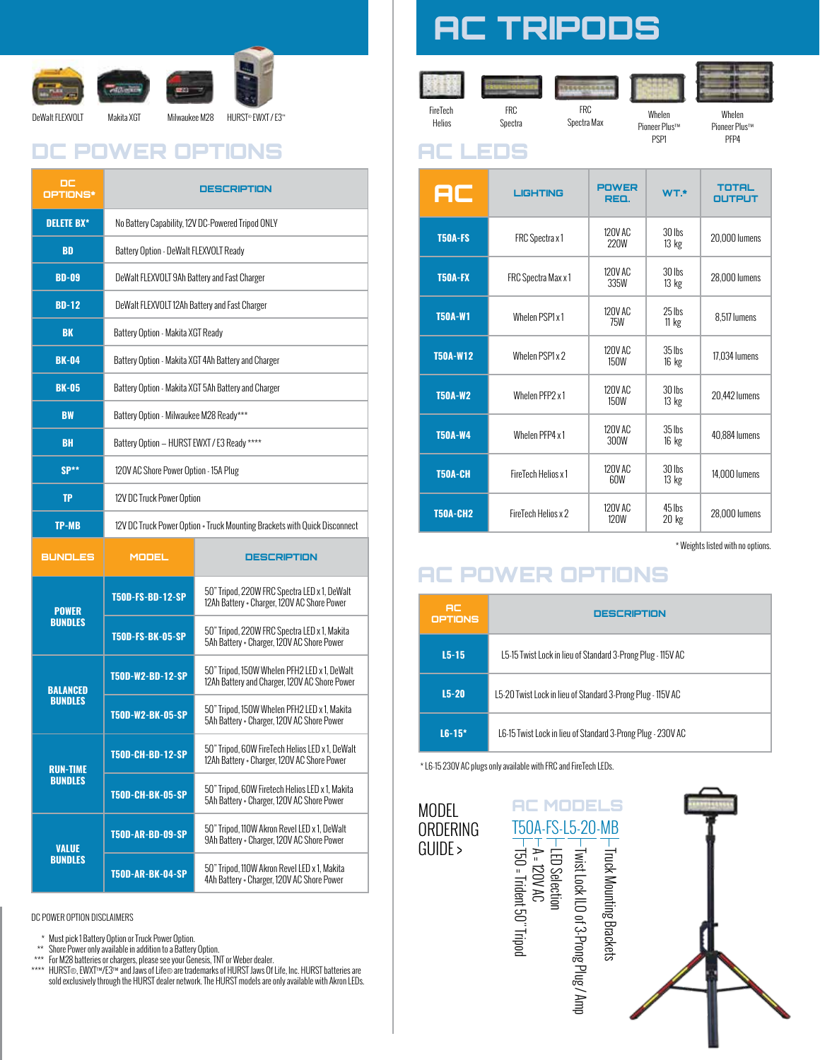DeWalt FLEXVOLT  Makita XGT  Milwaukee M28  HURST® EWXT / E3*

# DC POWER OPTIONS

| DC OPTIONS* | DESCRIPTION |
|---|---|
| DELETE BX* | No Battery Capability, 12V DC-Powered Tripod ONLY |
| BD | Battery Option - DeWalt FLEXVOLT Ready |
| BD-09 | DeWalt FLEXVOLT 9Ah Battery and Fast Charger |
| BD-12 | DeWalt FLEXVOLT 12Ah Battery and Fast Charger |
| BK | Battery Option - Makita XGT Ready |
| BK-04 | Battery Option - Makita XGT 4Ah Battery and Charger |
| BK-05 | Battery Option - Makita XGT 5Ah Battery and Charger |
| BW | Battery Option - Milwaukee M28 Ready*** |
| BH | Battery Option – HURST EWXT / E3 Ready **** |
| SP** | 120V AC Shore Power Option - 15A Plug |
| TP | 12V DC Truck Power Option |
| TP-MB | 12V DC Truck Power Option + Truck Mounting Brackets with Quick Disconnect |

| BUNDLES | MODEL | DESCRIPTION |
|---|---|---|
| POWER BUNDLES | T50D-FS-BD-12-SP | 50" Tripod, 220W FRC Spectra LED x 1, DeWalt 12Ah Battery + Charger, 120V AC Shore Power |
| | T50D-FS-BK-05-SP | 50" Tripod, 220W FRC Spectra LED x 1, Makita 5Ah Battery + Charger, 120V AC Shore Power |
| BALANCED BUNDLES | T50D-W2-BD-12-SP | 50" Tripod, 150W Whelen PFH2 LED x 1, DeWalt 12Ah Battery and Charger, 120V AC Shore Power |
| | T50D-W2-BK-05-SP | 50" Tripod, 150W Whelen PFH2 LED x 1, Makita 5Ah Battery + Charger, 120V AC Shore Power |
| RUN-TIME BUNDLES | T50D-CH-BD-12-SP | 50" Tripod, 60W FireTech Helios LED x 1, DeWalt 12Ah Battery + Charger, 120V AC Shore Power |
| | T50D-CH-BK-05-SP | 50" Tripod, 60W Firetech Helios LED x 1, Makita 5Ah Battery + Charger, 120V AC Shore Power |
| VALUE BUNDLES | T50D-AR-BD-09-SP | 50" Tripod, 110W Akron Revel LED x 1, DeWalt 9Ah Battery + Charger, 120V AC Shore Power |
| | T50D-AR-BK-04-SP | 50" Tripod, 110W Akron Revel LED x 1, Makita 4Ah Battery + Charger, 120V AC Shore Power |

DC POWER OPTION DISCLAIMERS

- \* Must pick 1 Battery Option or Truck Power Option.
- \*\* Shore Power only available in addition to a Battery Option.
- \*\*\* For M28 batteries or chargers, please see your Genesis, TNT or Weber dealer.
- \*\*\*\* HURST®, EWXT™/E3™ and Jaws of Life® are trademarks of HURST Jaws Of Life, Inc. HURST batteries are sold exclusively through the HURST dealer network. The HURST models are only available with Akron LEDs.

# AC TRIPODS

FireTech Helios  FRC Spectra  FRC Spectra Max  Whelen Pioneer Plus™ PSP1  Whelen Pioneer Plus™ PFP4

## AC LEDS

| AC | LIGHTING | POWER REQ. | WT.* | TOTAL OUTPUT |
|---|---|---|---|---|
| T50A-FS | FRC Spectra x 1 | 120V AC 220W | 30 lbs 13 kg | 20,000 lumens |
| T50A-FX | FRC Spectra Max x 1 | 120V AC 335W | 30 lbs 13 kg | 28,000 lumens |
| T50A-W1 | Whelen PSP1 x 1 | 120V AC 75W | 25 lbs 11 kg | 8,517 lumens |
| T50A-W12 | Whelen PSP1 x 2 | 120V AC 150W | 35 lbs 16 kg | 17,034 lumens |
| T50A-W2 | Whelen PFP2 x 1 | 120V AC 150W | 30 lbs 13 kg | 20,442 lumens |
| T50A-W4 | Whelen PFP4 x 1 | 120V AC 300W | 35 lbs 16 kg | 40,884 lumens |
| T50A-CH | FireTech Helios x 1 | 120V AC 60W | 30 lbs 13 kg | 14,000 lumens |
| T50A-CH2 | FireTech Helios x 2 | 120V AC 120W | 45 lbs 20 kg | 28,000 lumens |

\* Weights listed with no options.

## AC POWER OPTIONS

| AC OPTIONS | DESCRIPTION |
|---|---|
| L5-15 | L5-15 Twist Lock in lieu of Standard 3-Prong Plug - 115V AC |
| L5-20 | L5-20 Twist Lock in lieu of Standard 3-Prong Plug - 115V AC |
| L6-15* | L6-15 Twist Lock in lieu of Standard 3-Prong Plug - 230V AC |

\* L6-15 230V AC plugs only available with FRC and FireTech LEDs.

MODEL ORDERING GUIDE >

## AC MODELS

T50A-FS-L5-20-MB

- T50 = Trident 50" Tripod
- A = 120V AC
- LED Selection
- Twist Lock ILO of 3-Prong Plug / Amp
- Truck Mounting Brackets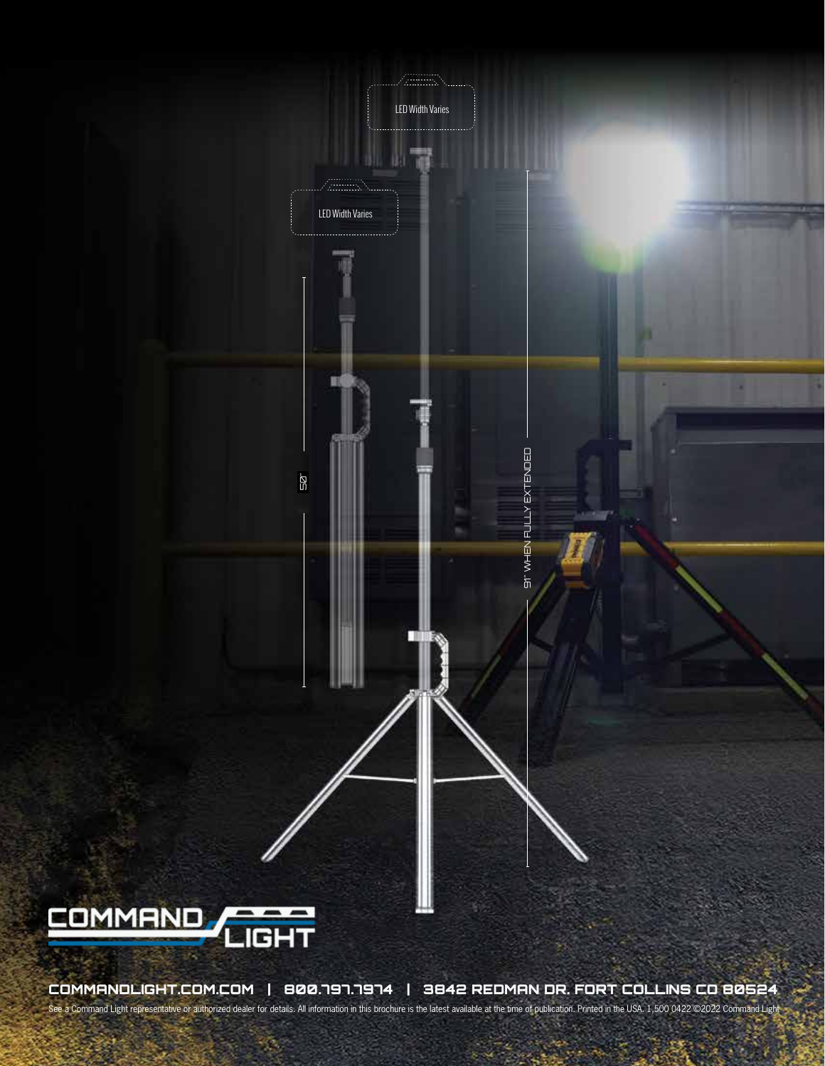LED Width Varies

LED Width Varies

50"

91" WHEN FULLY EXTENDED

COMMAND LIGHT

COMMANDLIGHT.COM.COM | 800.797.7974 | 3842 REDMAN DR. FORT COLLINS CO 80524

See a Command Light representative or authorized dealer for details. All information in this brochure is the latest available at the time of publication. Printed in the USA. 1,500 0422 ©2022 Command Light